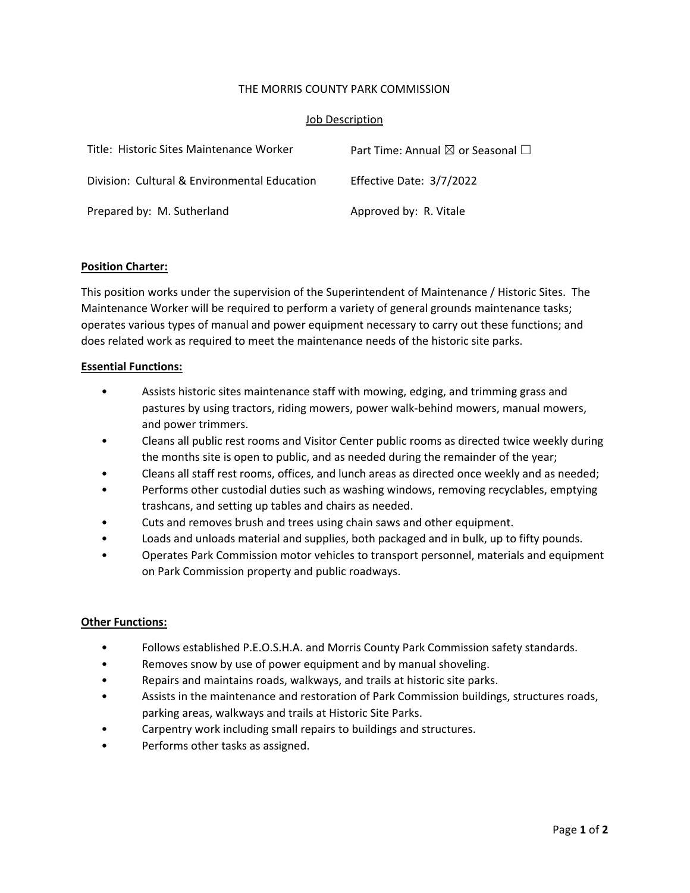THE MORRIS COUNTY PARK COMMISSION

Job Description

| | |
|---|---|
| Title: Historic Sites Maintenance Worker | Part Time: Annual ☒ or Seasonal ☐ |
| Division: Cultural & Environmental Education | Effective Date: 3/7/2022 |
| Prepared by: M. Sutherland | Approved by: R. Vitale |

**Position Charter:**

This position works under the supervision of the Superintendent of Maintenance / Historic Sites. The Maintenance Worker will be required to perform a variety of general grounds maintenance tasks; operates various types of manual and power equipment necessary to carry out these functions; and does related work as required to meet the maintenance needs of the historic site parks.

**Essential Functions:**

- Assists historic sites maintenance staff with mowing, edging, and trimming grass and pastures by using tractors, riding mowers, power walk-behind mowers, manual mowers, and power trimmers.
- Cleans all public rest rooms and Visitor Center public rooms as directed twice weekly during the months site is open to public, and as needed during the remainder of the year;
- Cleans all staff rest rooms, offices, and lunch areas as directed once weekly and as needed;
- Performs other custodial duties such as washing windows, removing recyclables, emptying trashcans, and setting up tables and chairs as needed.
- Cuts and removes brush and trees using chain saws and other equipment.
- Loads and unloads material and supplies, both packaged and in bulk, up to fifty pounds.
- Operates Park Commission motor vehicles to transport personnel, materials and equipment on Park Commission property and public roadways.

**Other Functions:**

- Follows established P.E.O.S.H.A. and Morris County Park Commission safety standards.
- Removes snow by use of power equipment and by manual shoveling.
- Repairs and maintains roads, walkways, and trails at historic site parks.
- Assists in the maintenance and restoration of Park Commission buildings, structures roads, parking areas, walkways and trails at Historic Site Parks.
- Carpentry work including small repairs to buildings and structures.
- Performs other tasks as assigned.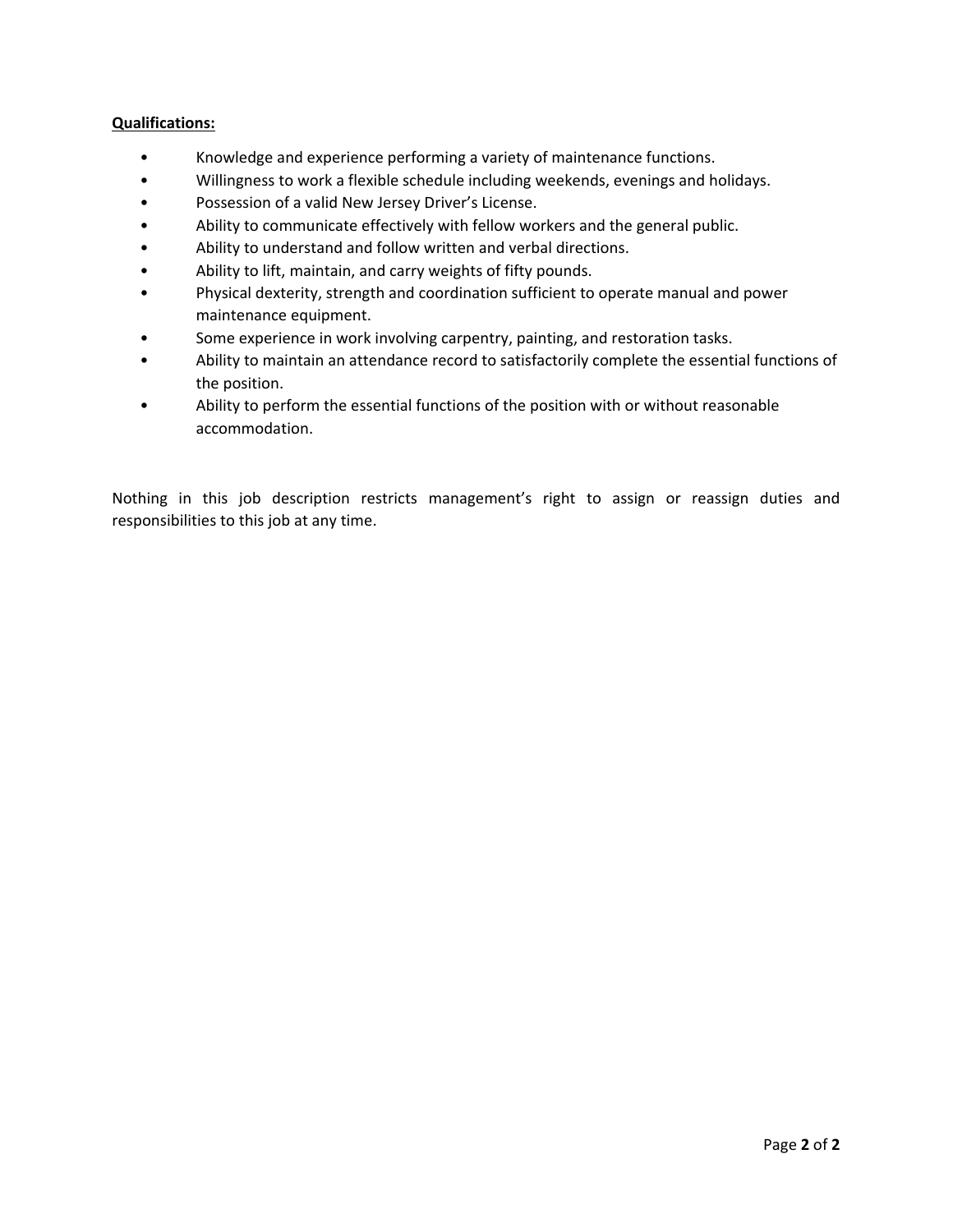**Qualifications:**

- Knowledge and experience performing a variety of maintenance functions.
- Willingness to work a flexible schedule including weekends, evenings and holidays.
- Possession of a valid New Jersey Driver's License.
- Ability to communicate effectively with fellow workers and the general public.
- Ability to understand and follow written and verbal directions.
- Ability to lift, maintain, and carry weights of fifty pounds.
- Physical dexterity, strength and coordination sufficient to operate manual and power maintenance equipment.
- Some experience in work involving carpentry, painting, and restoration tasks.
- Ability to maintain an attendance record to satisfactorily complete the essential functions of the position.
- Ability to perform the essential functions of the position with or without reasonable accommodation.

Nothing in this job description restricts management's right to assign or reassign duties and responsibilities to this job at any time.